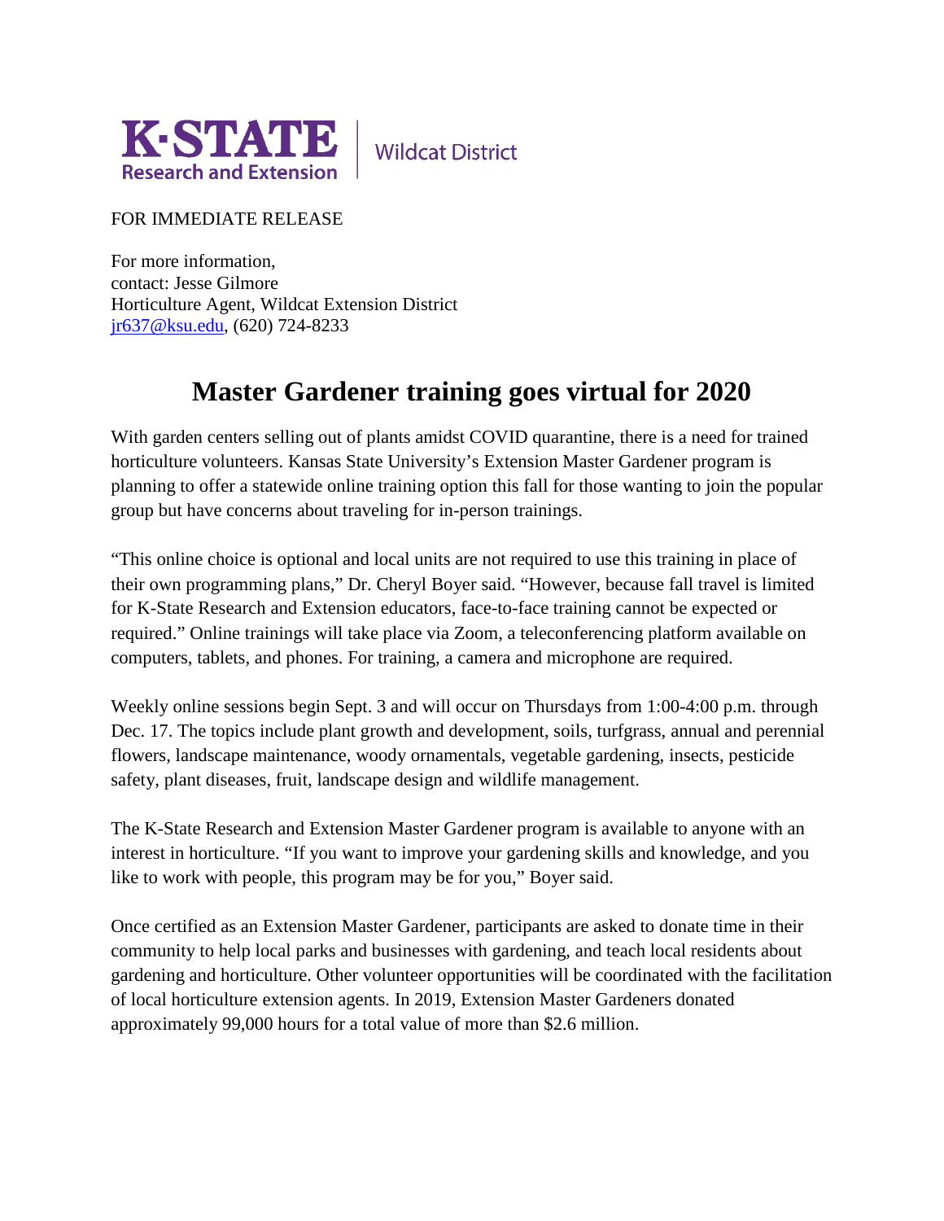K·STATE Research and Extension | Wildcat District

FOR IMMEDIATE RELEASE

For more information,
contact: Jesse Gilmore
Horticulture Agent, Wildcat Extension District
jr637@ksu.edu, (620) 724-8233

# Master Gardener training goes virtual for 2020

With garden centers selling out of plants amidst COVID quarantine, there is a need for trained horticulture volunteers. Kansas State University's Extension Master Gardener program is planning to offer a statewide online training option this fall for those wanting to join the popular group but have concerns about traveling for in-person trainings.

"This online choice is optional and local units are not required to use this training in place of their own programming plans," Dr. Cheryl Boyer said. "However, because fall travel is limited for K-State Research and Extension educators, face-to-face training cannot be expected or required." Online trainings will take place via Zoom, a teleconferencing platform available on computers, tablets, and phones. For training, a camera and microphone are required.

Weekly online sessions begin Sept. 3 and will occur on Thursdays from 1:00-4:00 p.m. through Dec. 17. The topics include plant growth and development, soils, turfgrass, annual and perennial flowers, landscape maintenance, woody ornamentals, vegetable gardening, insects, pesticide safety, plant diseases, fruit, landscape design and wildlife management.

The K-State Research and Extension Master Gardener program is available to anyone with an interest in horticulture. "If you want to improve your gardening skills and knowledge, and you like to work with people, this program may be for you," Boyer said.

Once certified as an Extension Master Gardener, participants are asked to donate time in their community to help local parks and businesses with gardening, and teach local residents about gardening and horticulture. Other volunteer opportunities will be coordinated with the facilitation of local horticulture extension agents. In 2019, Extension Master Gardeners donated approximately 99,000 hours for a total value of more than $2.6 million.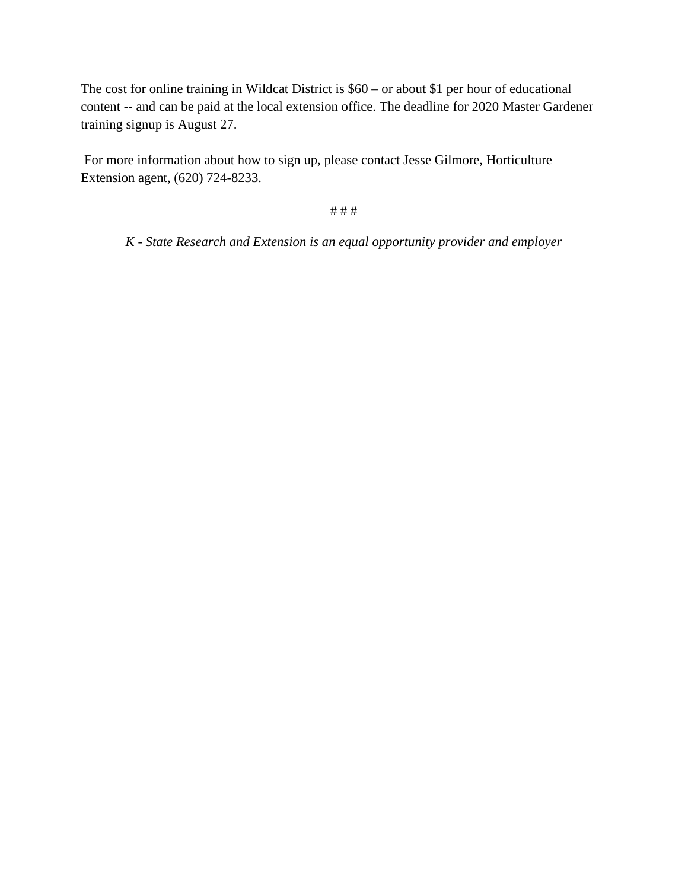The cost for online training in Wildcat District is $60 – or about $1 per hour of educational content -- and can be paid at the local extension office. The deadline for 2020 Master Gardener training signup is August 27.

For more information about how to sign up, please contact Jesse Gilmore, Horticulture Extension agent, (620) 724-8233.

# # #

*K - State Research and Extension is an equal opportunity provider and employer*